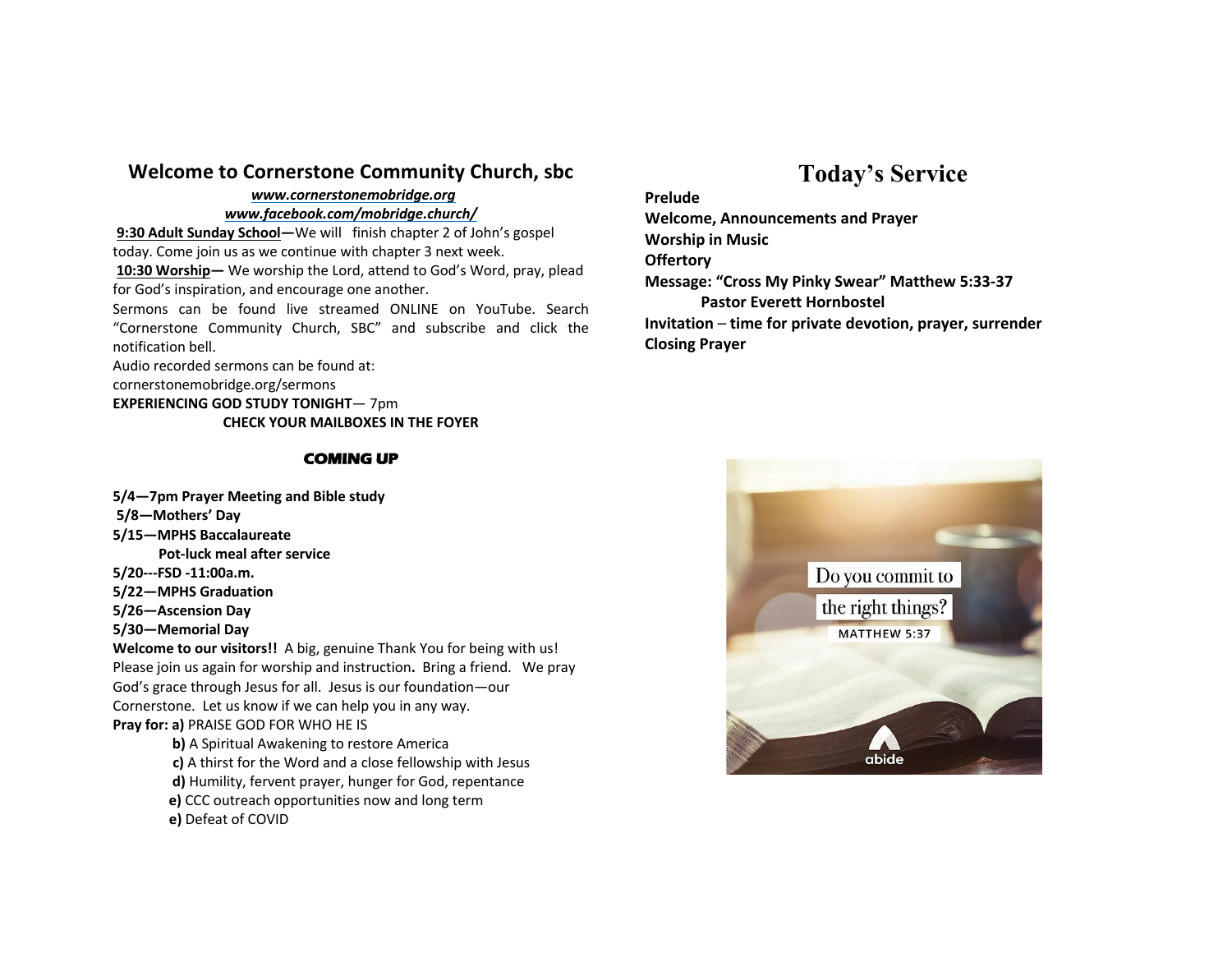## Welcome to Cornerstone Community Church, sbc

***www.cornerstonemobridge.org***

***www.facebook.com/mobridge.church/***

**9:30 Adult Sunday School—**We will finish chapter 2 of John's gospel today. Come join us as we continue with chapter 3 next week.

**10:30 Worship—** We worship the Lord, attend to God's Word, pray, plead for God's inspiration, and encourage one another.

Sermons can be found live streamed ONLINE on YouTube. Search "Cornerstone Community Church, SBC" and subscribe and click the notification bell.

Audio recorded sermons can be found at:
cornerstonemobridge.org/sermons

**EXPERIENCING GOD STUDY TONIGHT**— 7pm

**CHECK YOUR MAILBOXES IN THE FOYER**

### COMING UP

**5/4—7pm Prayer Meeting and Bible study**
**5/8—Mothers' Day**
**5/15—MPHS Baccalaureate**
**Pot-luck meal after service**
**5/20---FSD -11:00a.m.**
**5/22—MPHS Graduation**
**5/26—Ascension Day**
**5/30—Memorial Day**

**Welcome to our visitors!!** A big, genuine Thank You for being with us! Please join us again for worship and instruction**.** Bring a friend. We pray God's grace through Jesus for all. Jesus is our foundation—our Cornerstone. Let us know if we can help you in any way.

**Pray for: a)** PRAISE GOD FOR WHO HE IS

**b)** A Spiritual Awakening to restore America
**c)** A thirst for the Word and a close fellowship with Jesus
**d)** Humility, fervent prayer, hunger for God, repentance
**e)** CCC outreach opportunities now and long term
**e)** Defeat of COVID

# Today's Service

**Prelude**
**Welcome, Announcements and Prayer**
**Worship in Music**
**Offertory**
**Message: "Cross My Pinky Swear" Matthew 5:33-37**
**Pastor Everett Hornbostel**
**Invitation – time for private devotion, prayer, surrender**
**Closing Prayer**

Do you commit to the right things?
MATTHEW 5:37

abide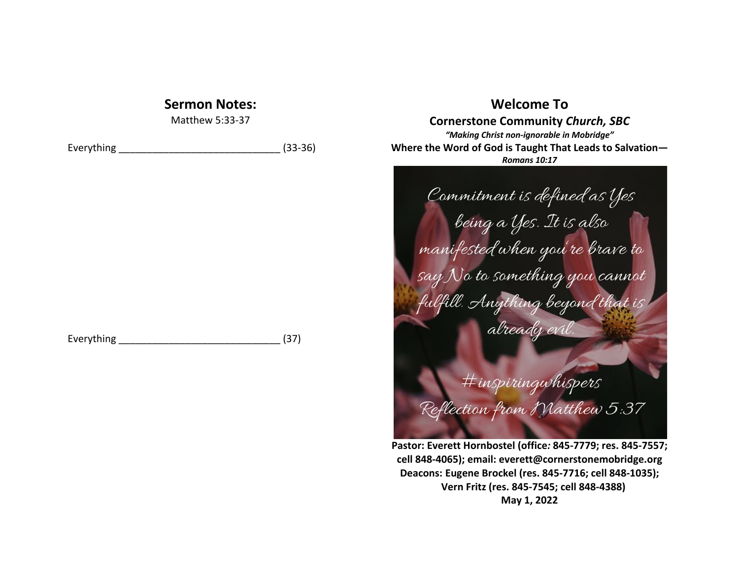## Sermon Notes:

Matthew 5:33-37

Everything _____________________________ (33-36)

Everything _____________________________ (37)

## Welcome To

**Cornerstone Community *Church, SBC***

***"Making Christ non-ignorable in Mobridge"***

**Where the Word of God is Taught That Leads to Salvation—**

***Romans 10:17***

Commitment is defined as Yes being a Yes. It is also manifested when you're brave to say No to something you cannot fulfill. Anything beyond that is already evil.

#inspiringwhispers

Reflection from Matthew 5:37

**Pastor: Everett Hornbostel (office: 845-7779; res. 845-7557; cell 848-4065); email: everett@cornerstonemobridge.org**

**Deacons: Eugene Brockel (res. 845-7716; cell 848-1035); Vern Fritz (res. 845-7545; cell 848-4388)**

**May 1, 2022**